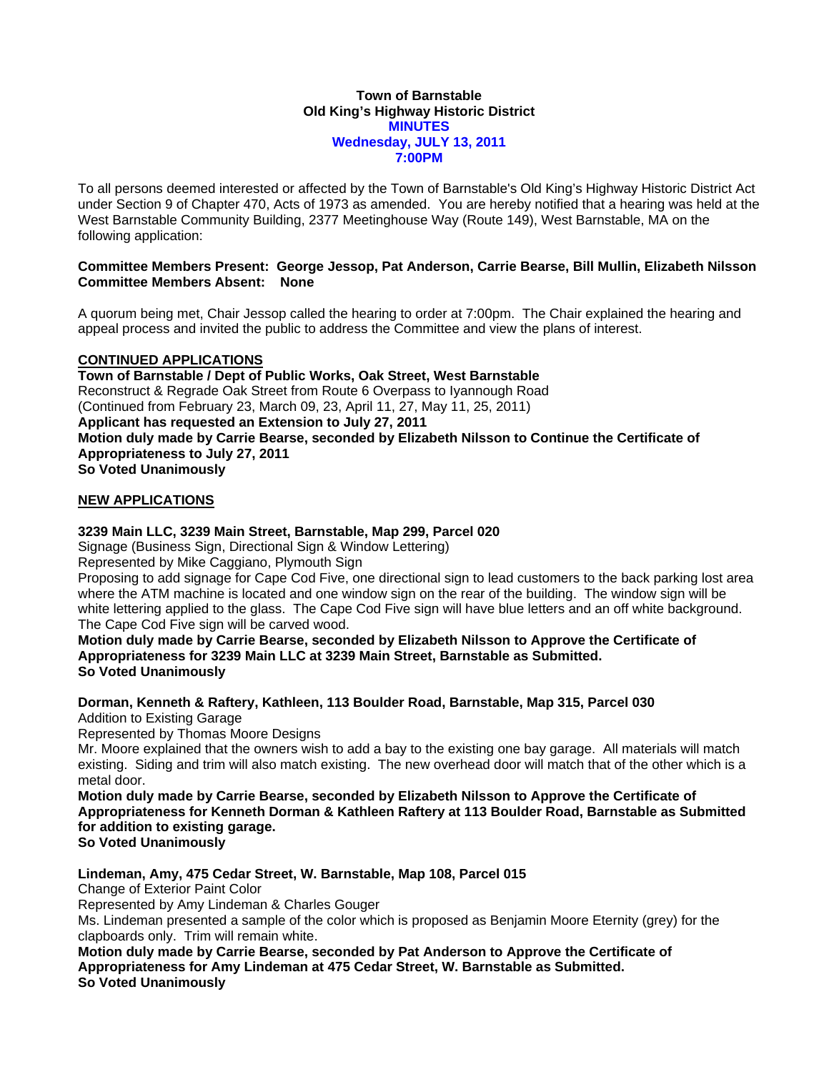**Town of Barnstable**
**Old King's Highway Historic District**
**MINUTES**
**Wednesday, JULY 13, 2011**
**7:00PM**

To all persons deemed interested or affected by the Town of Barnstable's Old King's Highway Historic District Act under Section 9 of Chapter 470, Acts of 1973 as amended. You are hereby notified that a hearing was held at the West Barnstable Community Building, 2377 Meetinghouse Way (Route 149), West Barnstable, MA on the following application:

**Committee Members Present: George Jessop, Pat Anderson, Carrie Bearse, Bill Mullin, Elizabeth Nilsson**
**Committee Members Absent: None**

A quorum being met, Chair Jessop called the hearing to order at 7:00pm. The Chair explained the hearing and appeal process and invited the public to address the Committee and view the plans of interest.

**CONTINUED APPLICATIONS**

**Town of Barnstable / Dept of Public Works, Oak Street, West Barnstable**
Reconstruct & Regrade Oak Street from Route 6 Overpass to Iyannough Road
(Continued from February 23, March 09, 23, April 11, 27, May 11, 25, 2011)
**Applicant has requested an Extension to July 27, 2011**
**Motion duly made by Carrie Bearse, seconded by Elizabeth Nilsson to Continue the Certificate of Appropriateness to July 27, 2011**
**So Voted Unanimously**

**NEW APPLICATIONS**

**3239 Main LLC, 3239 Main Street, Barnstable, Map 299, Parcel 020**
Signage (Business Sign, Directional Sign & Window Lettering)
Represented by Mike Caggiano, Plymouth Sign
Proposing to add signage for Cape Cod Five, one directional sign to lead customers to the back parking lost area where the ATM machine is located and one window sign on the rear of the building. The window sign will be white lettering applied to the glass. The Cape Cod Five sign will have blue letters and an off white background. The Cape Cod Five sign will be carved wood.
**Motion duly made by Carrie Bearse, seconded by Elizabeth Nilsson to Approve the Certificate of Appropriateness for 3239 Main LLC at 3239 Main Street, Barnstable as Submitted.**
**So Voted Unanimously**

**Dorman, Kenneth & Raftery, Kathleen, 113 Boulder Road, Barnstable, Map 315, Parcel 030**
Addition to Existing Garage
Represented by Thomas Moore Designs
Mr. Moore explained that the owners wish to add a bay to the existing one bay garage. All materials will match existing. Siding and trim will also match existing. The new overhead door will match that of the other which is a metal door.
**Motion duly made by Carrie Bearse, seconded by Elizabeth Nilsson to Approve the Certificate of Appropriateness for Kenneth Dorman & Kathleen Raftery at 113 Boulder Road, Barnstable as Submitted for addition to existing garage.**
**So Voted Unanimously**

**Lindeman, Amy, 475 Cedar Street, W. Barnstable, Map 108, Parcel 015**
Change of Exterior Paint Color
Represented by Amy Lindeman & Charles Gouger
Ms. Lindeman presented a sample of the color which is proposed as Benjamin Moore Eternity (grey) for the clapboards only. Trim will remain white.
**Motion duly made by Carrie Bearse, seconded by Pat Anderson to Approve the Certificate of Appropriateness for Amy Lindeman at 475 Cedar Street, W. Barnstable as Submitted.**
**So Voted Unanimously**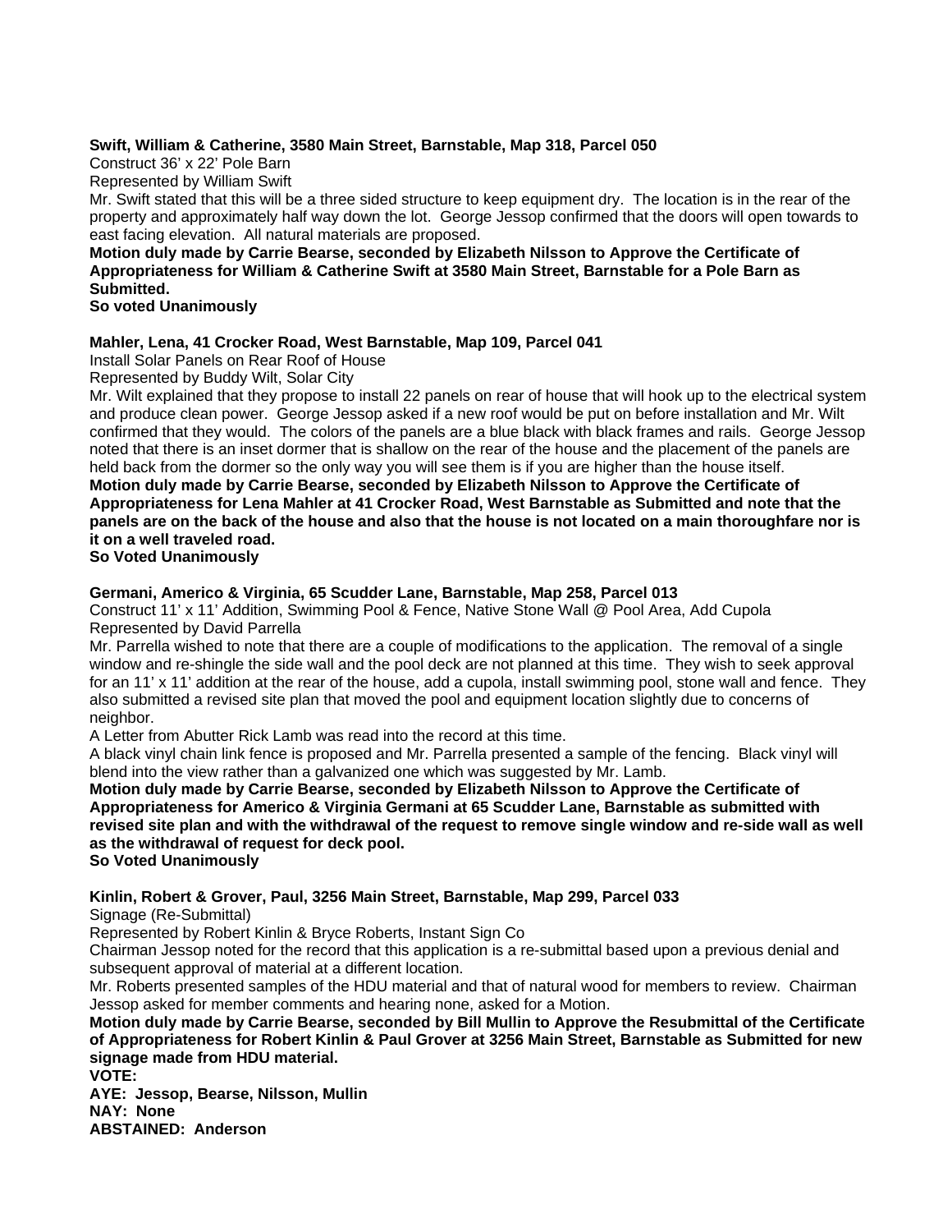**Swift, William & Catherine, 3580 Main Street, Barnstable, Map 318, Parcel 050**

Construct 36' x 22' Pole Barn

Represented by William Swift

Mr. Swift stated that this will be a three sided structure to keep equipment dry. The location is in the rear of the property and approximately half way down the lot. George Jessop confirmed that the doors will open towards to east facing elevation. All natural materials are proposed.

**Motion duly made by Carrie Bearse, seconded by Elizabeth Nilsson to Approve the Certificate of Appropriateness for William & Catherine Swift at 3580 Main Street, Barnstable for a Pole Barn as Submitted.**

**So voted Unanimously**

**Mahler, Lena, 41 Crocker Road, West Barnstable, Map 109, Parcel 041**

Install Solar Panels on Rear Roof of House

Represented by Buddy Wilt, Solar City

Mr. Wilt explained that they propose to install 22 panels on rear of house that will hook up to the electrical system and produce clean power. George Jessop asked if a new roof would be put on before installation and Mr. Wilt confirmed that they would. The colors of the panels are a blue black with black frames and rails. George Jessop noted that there is an inset dormer that is shallow on the rear of the house and the placement of the panels are held back from the dormer so the only way you will see them is if you are higher than the house itself.

**Motion duly made by Carrie Bearse, seconded by Elizabeth Nilsson to Approve the Certificate of Appropriateness for Lena Mahler at 41 Crocker Road, West Barnstable as Submitted and note that the panels are on the back of the house and also that the house is not located on a main thoroughfare nor is it on a well traveled road.**

**So Voted Unanimously**

**Germani, Americo & Virginia, 65 Scudder Lane, Barnstable, Map 258, Parcel 013**

Construct 11' x 11' Addition, Swimming Pool & Fence, Native Stone Wall @ Pool Area, Add Cupola

Represented by David Parrella

Mr. Parrella wished to note that there are a couple of modifications to the application. The removal of a single window and re-shingle the side wall and the pool deck are not planned at this time. They wish to seek approval for an 11' x 11' addition at the rear of the house, add a cupola, install swimming pool, stone wall and fence. They also submitted a revised site plan that moved the pool and equipment location slightly due to concerns of neighbor.

A Letter from Abutter Rick Lamb was read into the record at this time.

A black vinyl chain link fence is proposed and Mr. Parrella presented a sample of the fencing. Black vinyl will blend into the view rather than a galvanized one which was suggested by Mr. Lamb.

**Motion duly made by Carrie Bearse, seconded by Elizabeth Nilsson to Approve the Certificate of Appropriateness for Americo & Virginia Germani at 65 Scudder Lane, Barnstable as submitted with revised site plan and with the withdrawal of the request to remove single window and re-side wall as well as the withdrawal of request for deck pool.**

**So Voted Unanimously**

**Kinlin, Robert & Grover, Paul, 3256 Main Street, Barnstable, Map 299, Parcel 033**

Signage (Re-Submittal)

Represented by Robert Kinlin & Bryce Roberts, Instant Sign Co

Chairman Jessop noted for the record that this application is a re-submittal based upon a previous denial and subsequent approval of material at a different location.

Mr. Roberts presented samples of the HDU material and that of natural wood for members to review. Chairman Jessop asked for member comments and hearing none, asked for a Motion.

**Motion duly made by Carrie Bearse, seconded by Bill Mullin to Approve the Resubmittal of the Certificate of Appropriateness for Robert Kinlin & Paul Grover at 3256 Main Street, Barnstable as Submitted for new signage made from HDU material.**

**VOTE:**

**AYE: Jessop, Bearse, Nilsson, Mullin**

**NAY: None**

**ABSTAINED: Anderson**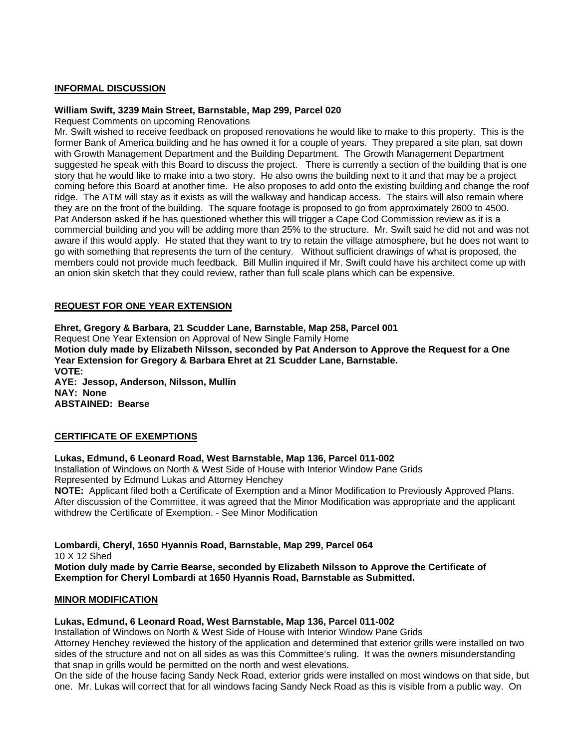**INFORMAL DISCUSSION**

**William Swift, 3239 Main Street, Barnstable, Map 299, Parcel 020**

Request Comments on upcoming Renovations

Mr. Swift wished to receive feedback on proposed renovations he would like to make to this property. This is the former Bank of America building and he has owned it for a couple of years. They prepared a site plan, sat down with Growth Management Department and the Building Department. The Growth Management Department suggested he speak with this Board to discuss the project. There is currently a section of the building that is one story that he would like to make into a two story. He also owns the building next to it and that may be a project coming before this Board at another time. He also proposes to add onto the existing building and change the roof ridge. The ATM will stay as it exists as will the walkway and handicap access. The stairs will also remain where they are on the front of the building. The square footage is proposed to go from approximately 2600 to 4500. Pat Anderson asked if he has questioned whether this will trigger a Cape Cod Commission review as it is a commercial building and you will be adding more than 25% to the structure. Mr. Swift said he did not and was not aware if this would apply. He stated that they want to try to retain the village atmosphere, but he does not want to go with something that represents the turn of the century. Without sufficient drawings of what is proposed, the members could not provide much feedback. Bill Mullin inquired if Mr. Swift could have his architect come up with an onion skin sketch that they could review, rather than full scale plans which can be expensive.

**REQUEST FOR ONE YEAR EXTENSION**

**Ehret, Gregory & Barbara, 21 Scudder Lane, Barnstable, Map 258, Parcel 001**

Request One Year Extension on Approval of New Single Family Home

**Motion duly made by Elizabeth Nilsson, seconded by Pat Anderson to Approve the Request for a One Year Extension for Gregory & Barbara Ehret at 21 Scudder Lane, Barnstable.**

**VOTE:**

**AYE: Jessop, Anderson, Nilsson, Mullin**

**NAY: None**

**ABSTAINED: Bearse**

**CERTIFICATE OF EXEMPTIONS**

**Lukas, Edmund, 6 Leonard Road, West Barnstable, Map 136, Parcel 011-002**

Installation of Windows on North & West Side of House with Interior Window Pane Grids

Represented by Edmund Lukas and Attorney Henchey

**NOTE:** Applicant filed both a Certificate of Exemption and a Minor Modification to Previously Approved Plans. After discussion of the Committee, it was agreed that the Minor Modification was appropriate and the applicant withdrew the Certificate of Exemption. - See Minor Modification

**Lombardi, Cheryl, 1650 Hyannis Road, Barnstable, Map 299, Parcel 064**

10 X 12 Shed

**Motion duly made by Carrie Bearse, seconded by Elizabeth Nilsson to Approve the Certificate of Exemption for Cheryl Lombardi at 1650 Hyannis Road, Barnstable as Submitted.**

**MINOR MODIFICATION**

**Lukas, Edmund, 6 Leonard Road, West Barnstable, Map 136, Parcel 011-002**

Installation of Windows on North & West Side of House with Interior Window Pane Grids

Attorney Henchey reviewed the history of the application and determined that exterior grills were installed on two sides of the structure and not on all sides as was this Committee's ruling. It was the owners misunderstanding that snap in grills would be permitted on the north and west elevations.

On the side of the house facing Sandy Neck Road, exterior grids were installed on most windows on that side, but one. Mr. Lukas will correct that for all windows facing Sandy Neck Road as this is visible from a public way. On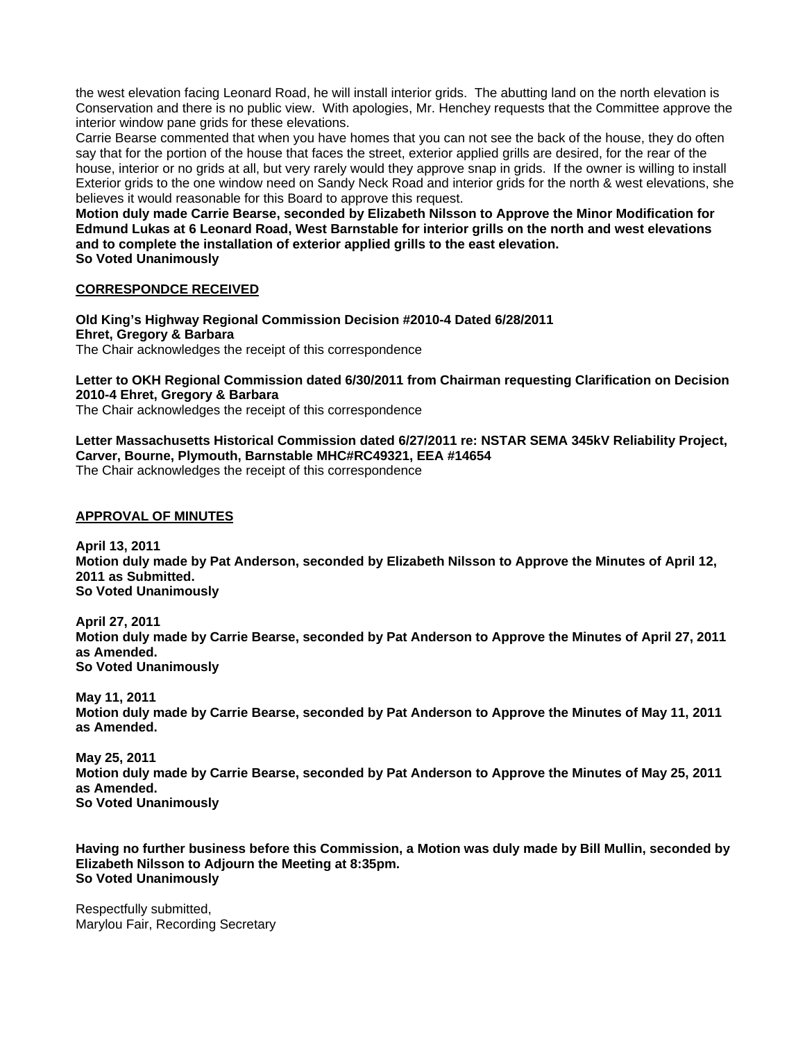the west elevation facing Leonard Road, he will install interior grids. The abutting land on the north elevation is Conservation and there is no public view. With apologies, Mr. Henchey requests that the Committee approve the interior window pane grids for these elevations.

Carrie Bearse commented that when you have homes that you can not see the back of the house, they do often say that for the portion of the house that faces the street, exterior applied grills are desired, for the rear of the house, interior or no grids at all, but very rarely would they approve snap in grids. If the owner is willing to install Exterior grids to the one window need on Sandy Neck Road and interior grids for the north & west elevations, she believes it would reasonable for this Board to approve this request.

**Motion duly made Carrie Bearse, seconded by Elizabeth Nilsson to Approve the Minor Modification for Edmund Lukas at 6 Leonard Road, West Barnstable for interior grills on the north and west elevations and to complete the installation of exterior applied grills to the east elevation.**
**So Voted Unanimously**

## CORRESPONDCE RECEIVED

**Old King's Highway Regional Commission Decision #2010-4 Dated 6/28/2011**
**Ehret, Gregory & Barbara**
The Chair acknowledges the receipt of this correspondence

**Letter to OKH Regional Commission dated 6/30/2011 from Chairman requesting Clarification on Decision 2010-4 Ehret, Gregory & Barbara**
The Chair acknowledges the receipt of this correspondence

**Letter Massachusetts Historical Commission dated 6/27/2011 re: NSTAR SEMA 345kV Reliability Project, Carver, Bourne, Plymouth, Barnstable MHC#RC49321, EEA #14654**
The Chair acknowledges the receipt of this correspondence

## APPROVAL OF MINUTES

**April 13, 2011**
**Motion duly made by Pat Anderson, seconded by Elizabeth Nilsson to Approve the Minutes of April 12, 2011 as Submitted.**
**So Voted Unanimously**

**April 27, 2011**
**Motion duly made by Carrie Bearse, seconded by Pat Anderson to Approve the Minutes of April 27, 2011 as Amended.**
**So Voted Unanimously**

**May 11, 2011**
**Motion duly made by Carrie Bearse, seconded by Pat Anderson to Approve the Minutes of May 11, 2011 as Amended.**

**May 25, 2011**
**Motion duly made by Carrie Bearse, seconded by Pat Anderson to Approve the Minutes of May 25, 2011 as Amended.**
**So Voted Unanimously**

**Having no further business before this Commission, a Motion was duly made by Bill Mullin, seconded by Elizabeth Nilsson to Adjourn the Meeting at 8:35pm.**
**So Voted Unanimously**

Respectfully submitted,
Marylou Fair, Recording Secretary